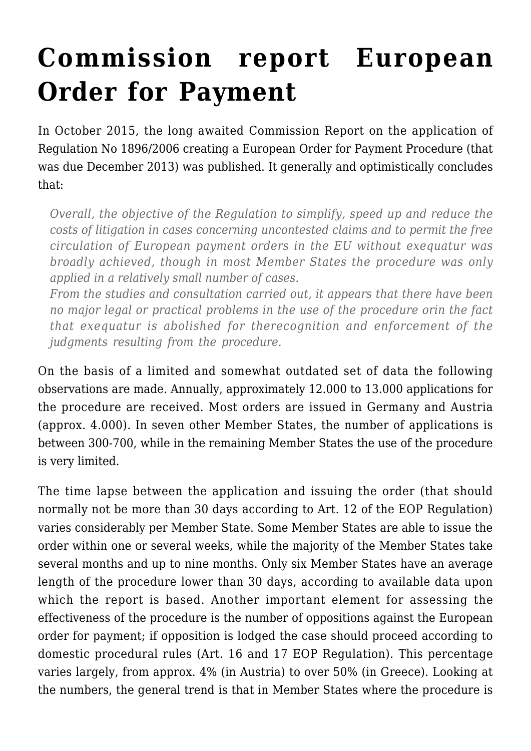# Commission report European Order for Payment

In October 2015, the long awaited Commission Report on the application of Regulation No 1896/2006 creating a European Order for Payment Procedure (that was due December 2013) was published. It generally and optimistically concludes that:

> *Overall, the objective of the Regulation to simplify, speed up and reduce the costs of litigation in cases concerning uncontested claims and to permit the free circulation of European payment orders in the EU without exequatur was broadly achieved, though in most Member States the procedure was only applied in a relatively small number of cases.*
> *From the studies and consultation carried out, it appears that there have been no major legal or practical problems in the use of the procedure orin the fact that exequatur is abolished for therecognition and enforcement of the judgments resulting from the procedure.*

On the basis of a limited and somewhat outdated set of data the following observations are made. Annually, approximately 12.000 to 13.000 applications for the procedure are received. Most orders are issued in Germany and Austria (approx. 4.000). In seven other Member States, the number of applications is between 300-700, while in the remaining Member States the use of the procedure is very limited.

The time lapse between the application and issuing the order (that should normally not be more than 30 days according to Art. 12 of the EOP Regulation) varies considerably per Member State. Some Member States are able to issue the order within one or several weeks, while the majority of the Member States take several months and up to nine months. Only six Member States have an average length of the procedure lower than 30 days, according to available data upon which the report is based. Another important element for assessing the effectiveness of the procedure is the number of oppositions against the European order for payment; if opposition is lodged the case should proceed according to domestic procedural rules (Art. 16 and 17 EOP Regulation). This percentage varies largely, from approx. 4% (in Austria) to over 50% (in Greece). Looking at the numbers, the general trend is that in Member States where the procedure is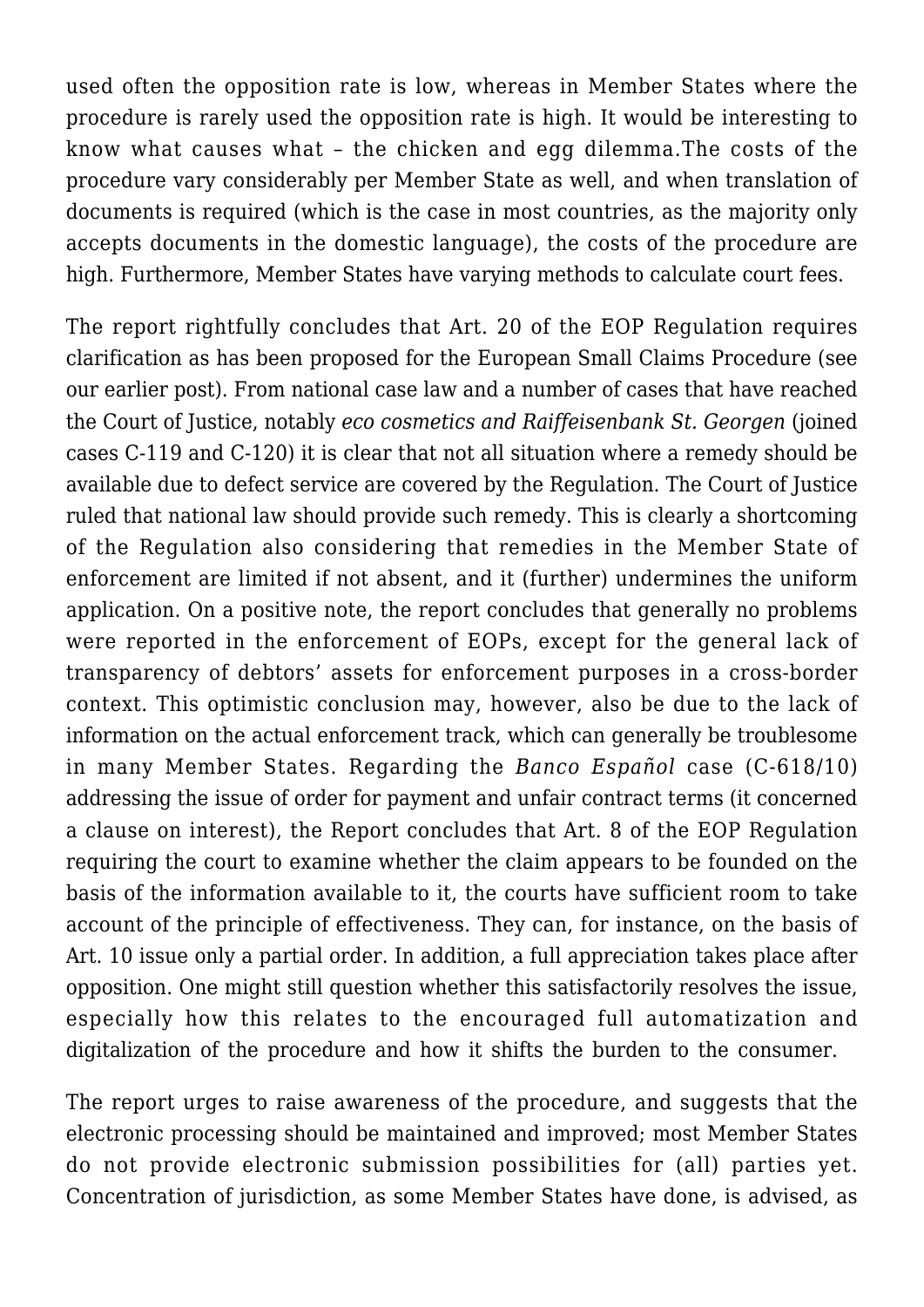used often the opposition rate is low, whereas in Member States where the procedure is rarely used the opposition rate is high. It would be interesting to know what causes what – the chicken and egg dilemma.The costs of the procedure vary considerably per Member State as well, and when translation of documents is required (which is the case in most countries, as the majority only accepts documents in the domestic language), the costs of the procedure are high. Furthermore, Member States have varying methods to calculate court fees.

The report rightfully concludes that Art. 20 of the EOP Regulation requires clarification as has been proposed for the European Small Claims Procedure (see our earlier post). From national case law and a number of cases that have reached the Court of Justice, notably *eco cosmetics and Raiffeisenbank St. Georgen* (joined cases C-119 and C-120) it is clear that not all situation where a remedy should be available due to defect service are covered by the Regulation. The Court of Justice ruled that national law should provide such remedy. This is clearly a shortcoming of the Regulation also considering that remedies in the Member State of enforcement are limited if not absent, and it (further) undermines the uniform application. On a positive note, the report concludes that generally no problems were reported in the enforcement of EOPs, except for the general lack of transparency of debtors' assets for enforcement purposes in a cross-border context. This optimistic conclusion may, however, also be due to the lack of information on the actual enforcement track, which can generally be troublesome in many Member States. Regarding the *Banco Español* case (C-618/10) addressing the issue of order for payment and unfair contract terms (it concerned a clause on interest), the Report concludes that Art. 8 of the EOP Regulation requiring the court to examine whether the claim appears to be founded on the basis of the information available to it, the courts have sufficient room to take account of the principle of effectiveness. They can, for instance, on the basis of Art. 10 issue only a partial order. In addition, a full appreciation takes place after opposition. One might still question whether this satisfactorily resolves the issue, especially how this relates to the encouraged full automatization and digitalization of the procedure and how it shifts the burden to the consumer.

The report urges to raise awareness of the procedure, and suggests that the electronic processing should be maintained and improved; most Member States do not provide electronic submission possibilities for (all) parties yet. Concentration of jurisdiction, as some Member States have done, is advised, as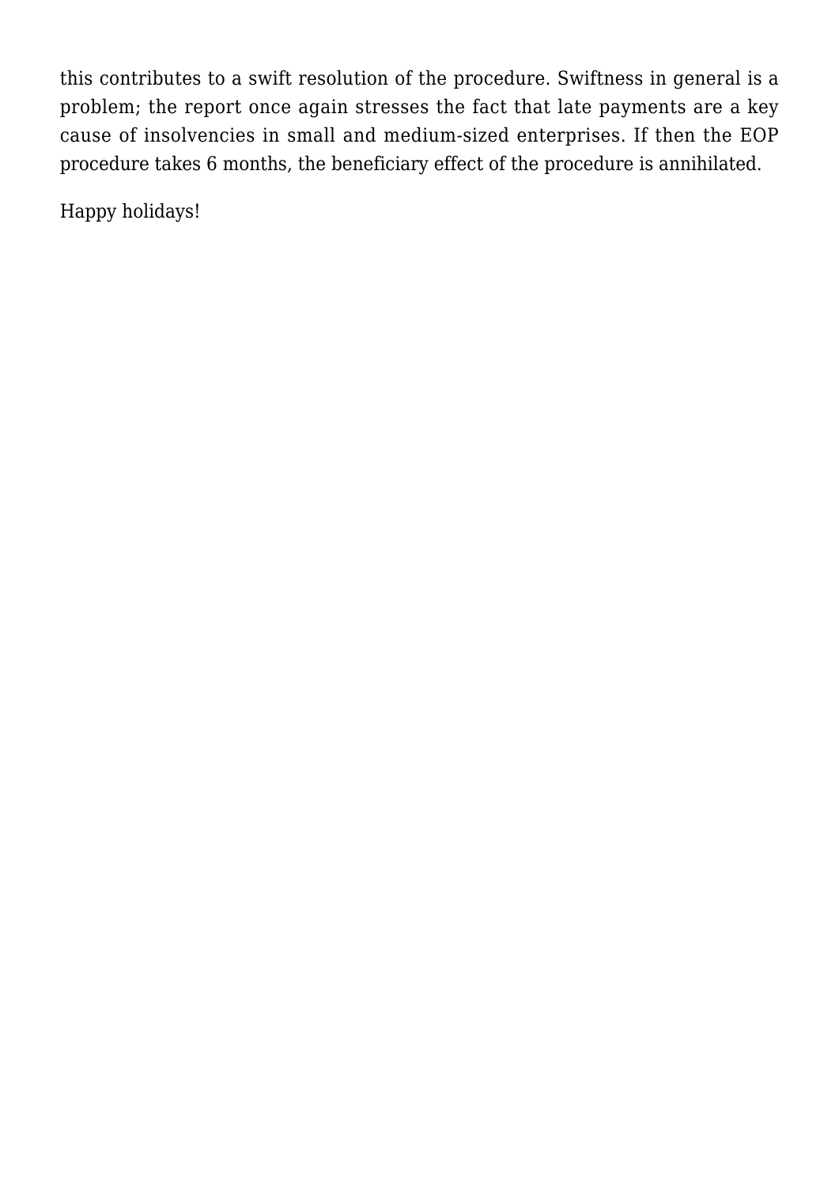this contributes to a swift resolution of the procedure. Swiftness in general is a problem; the report once again stresses the fact that late payments are a key cause of insolvencies in small and medium-sized enterprises. If then the EOP procedure takes 6 months, the beneficiary effect of the procedure is annihilated.

Happy holidays!